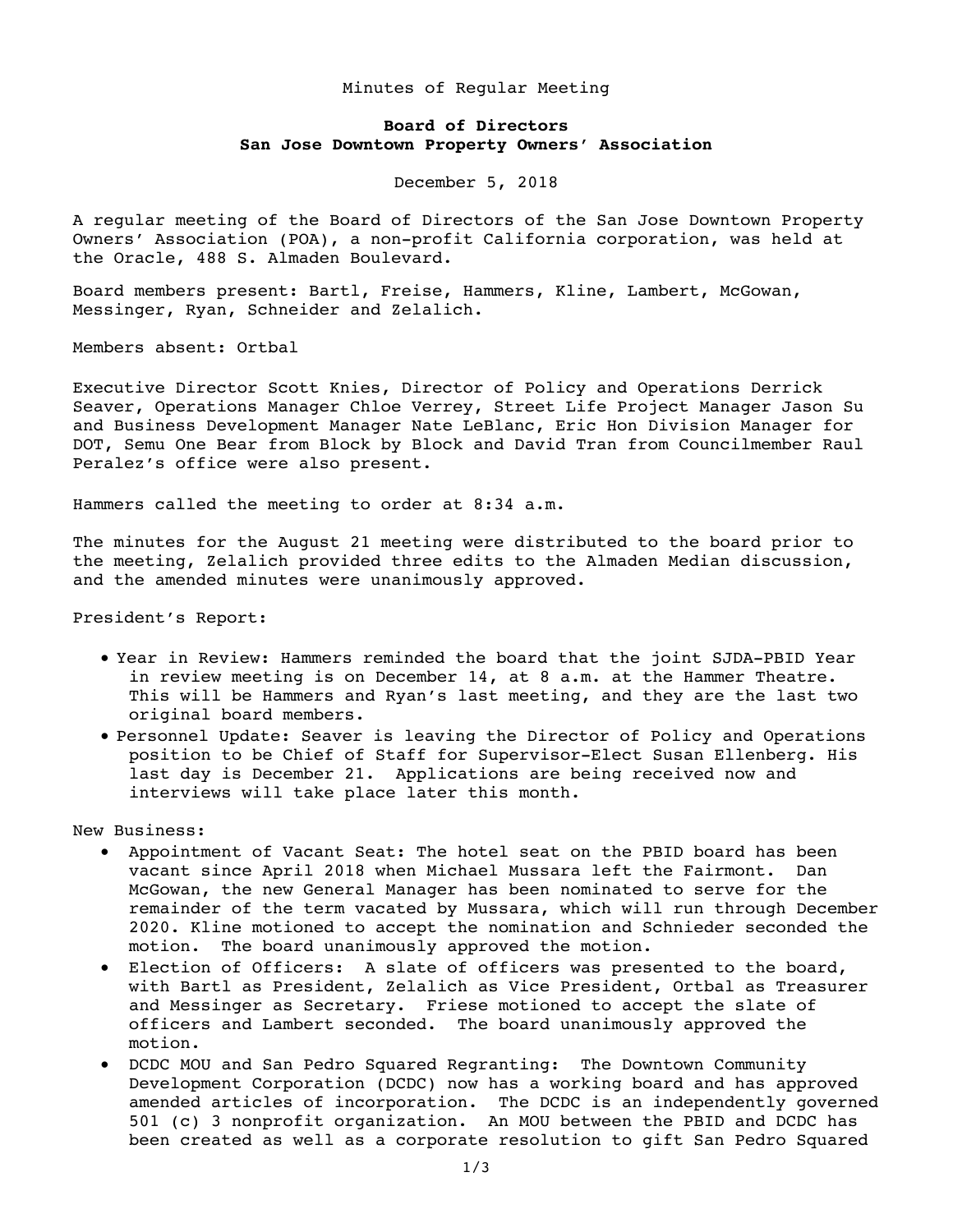Minutes of Regular Meeting

**Board of Directors**
**San Jose Downtown Property Owners' Association**

December 5, 2018

A regular meeting of the Board of Directors of the San Jose Downtown Property Owners' Association (POA), a non-profit California corporation, was held at the Oracle, 488 S. Almaden Boulevard.

Board members present: Bartl, Freise, Hammers, Kline, Lambert, McGowan, Messinger, Ryan, Schneider and Zelalich.

Members absent: Ortbal

Executive Director Scott Knies, Director of Policy and Operations Derrick Seaver, Operations Manager Chloe Verrey, Street Life Project Manager Jason Su and Business Development Manager Nate LeBlanc, Eric Hon Division Manager for DOT, Semu One Bear from Block by Block and David Tran from Councilmember Raul Peralez's office were also present.

Hammers called the meeting to order at 8:34 a.m.

The minutes for the August 21 meeting were distributed to the board prior to the meeting, Zelalich provided three edits to the Almaden Median discussion, and the amended minutes were unanimously approved.

President's Report:

- Year in Review: Hammers reminded the board that the joint SJDA-PBID Year in review meeting is on December 14, at 8 a.m. at the Hammer Theatre. This will be Hammers and Ryan's last meeting, and they are the last two original board members.
- Personnel Update: Seaver is leaving the Director of Policy and Operations position to be Chief of Staff for Supervisor-Elect Susan Ellenberg. His last day is December 21. Applications are being received now and interviews will take place later this month.

New Business:

- Appointment of Vacant Seat: The hotel seat on the PBID board has been vacant since April 2018 when Michael Mussara left the Fairmont. Dan McGowan, the new General Manager has been nominated to serve for the remainder of the term vacated by Mussara, which will run through December 2020. Kline motioned to accept the nomination and Schnieder seconded the motion. The board unanimously approved the motion.
- Election of Officers: A slate of officers was presented to the board, with Bartl as President, Zelalich as Vice President, Ortbal as Treasurer and Messinger as Secretary. Friese motioned to accept the slate of officers and Lambert seconded. The board unanimously approved the motion.
- DCDC MOU and San Pedro Squared Regranting: The Downtown Community Development Corporation (DCDC) now has a working board and has approved amended articles of incorporation. The DCDC is an independently governed 501 (c) 3 nonprofit organization. An MOU between the PBID and DCDC has been created as well as a corporate resolution to gift San Pedro Squared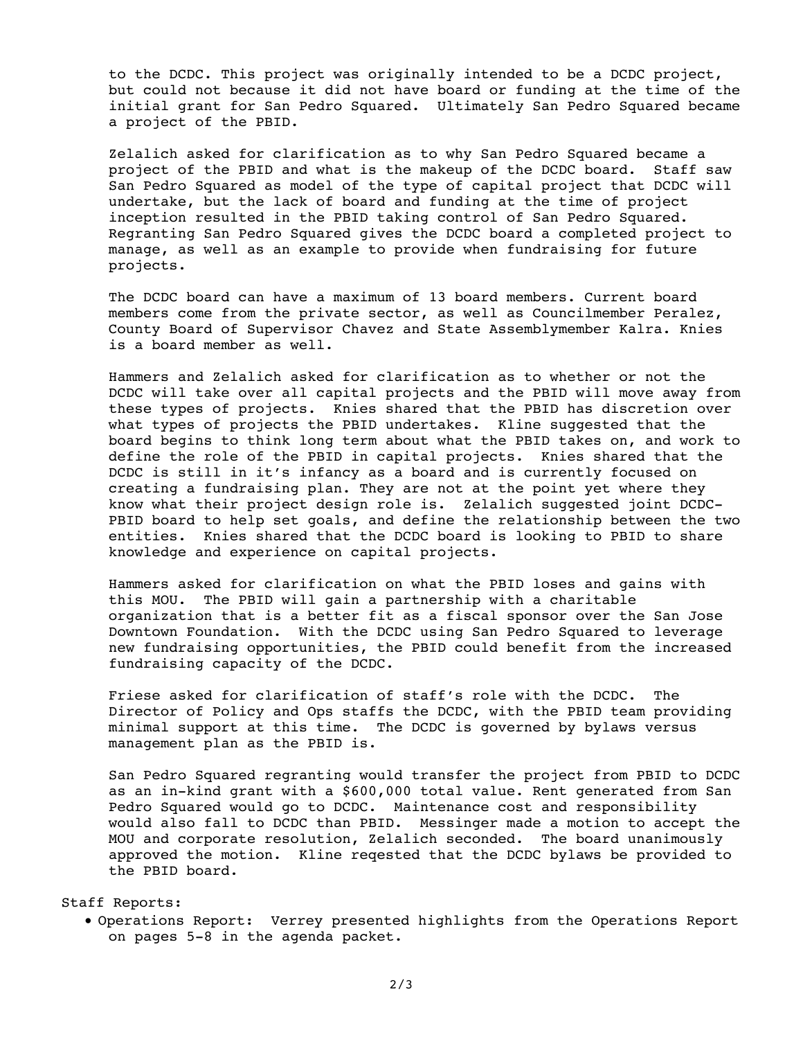to the DCDC. This project was originally intended to be a DCDC project, but could not because it did not have board or funding at the time of the initial grant for San Pedro Squared. Ultimately San Pedro Squared became a project of the PBID.

Zelalich asked for clarification as to why San Pedro Squared became a project of the PBID and what is the makeup of the DCDC board. Staff saw San Pedro Squared as model of the type of capital project that DCDC will undertake, but the lack of board and funding at the time of project inception resulted in the PBID taking control of San Pedro Squared. Regranting San Pedro Squared gives the DCDC board a completed project to manage, as well as an example to provide when fundraising for future projects.

The DCDC board can have a maximum of 13 board members. Current board members come from the private sector, as well as Councilmember Peralez, County Board of Supervisor Chavez and State Assemblymember Kalra. Knies is a board member as well.

Hammers and Zelalich asked for clarification as to whether or not the DCDC will take over all capital projects and the PBID will move away from these types of projects. Knies shared that the PBID has discretion over what types of projects the PBID undertakes. Kline suggested that the board begins to think long term about what the PBID takes on, and work to define the role of the PBID in capital projects. Knies shared that the DCDC is still in it's infancy as a board and is currently focused on creating a fundraising plan. They are not at the point yet where they know what their project design role is. Zelalich suggested joint DCDC-PBID board to help set goals, and define the relationship between the two entities. Knies shared that the DCDC board is looking to PBID to share knowledge and experience on capital projects.

Hammers asked for clarification on what the PBID loses and gains with this MOU. The PBID will gain a partnership with a charitable organization that is a better fit as a fiscal sponsor over the San Jose Downtown Foundation. With the DCDC using San Pedro Squared to leverage new fundraising opportunities, the PBID could benefit from the increased fundraising capacity of the DCDC.

Friese asked for clarification of staff's role with the DCDC. The Director of Policy and Ops staffs the DCDC, with the PBID team providing minimal support at this time. The DCDC is governed by bylaws versus management plan as the PBID is.

San Pedro Squared regranting would transfer the project from PBID to DCDC as an in-kind grant with a $600,000 total value. Rent generated from San Pedro Squared would go to DCDC. Maintenance cost and responsibility would also fall to DCDC than PBID. Messinger made a motion to accept the MOU and corporate resolution, Zelalich seconded. The board unanimously approved the motion. Kline reqested that the DCDC bylaws be provided to the PBID board.

Staff Reports:

- Operations Report: Verrey presented highlights from the Operations Report on pages 5-8 in the agenda packet.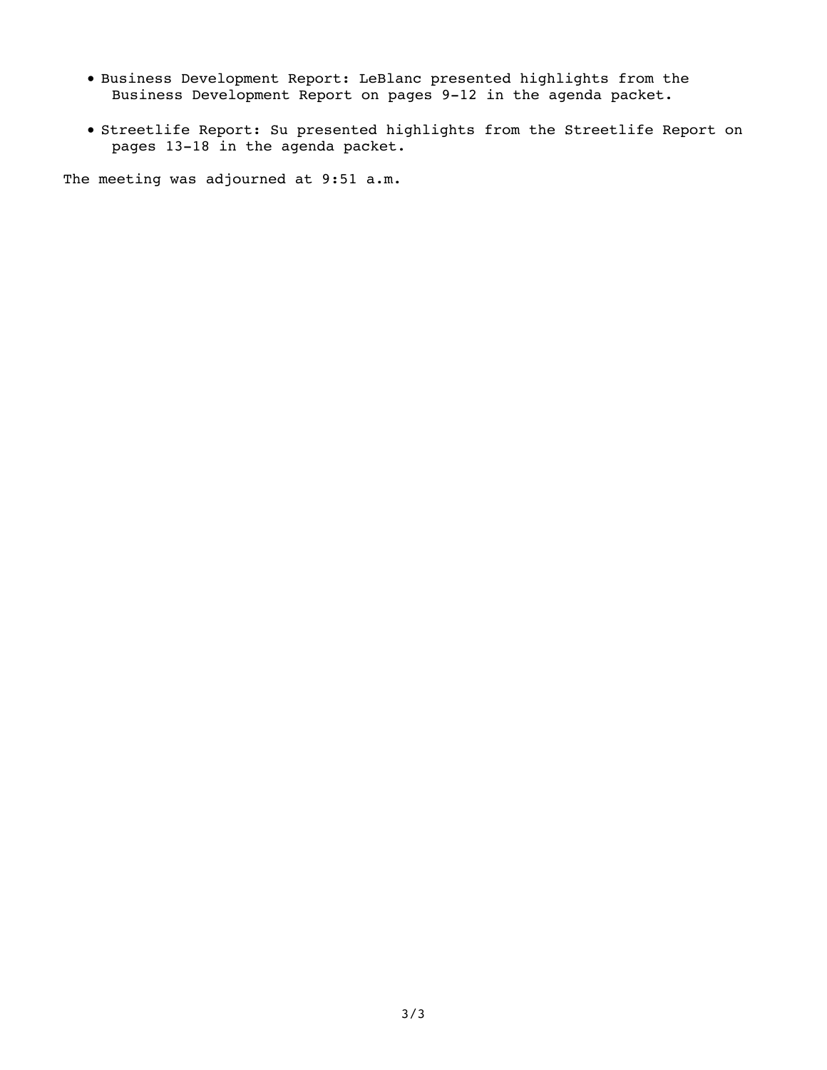- Business Development Report: LeBlanc presented highlights from the Business Development Report on pages 9-12 in the agenda packet.
- Streetlife Report: Su presented highlights from the Streetlife Report on pages 13-18 in the agenda packet.

The meeting was adjourned at 9:51 a.m.